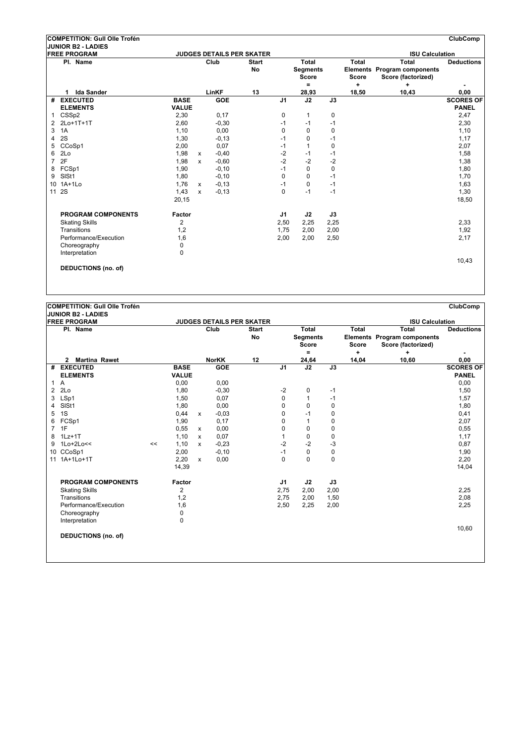**COMPETITION: Gull Olle Trofén** — ClubComp

**JUNIOR B2 - LADIES**

**FREE PROGRAM** — **JUDGES DETAILS PER SKATER** — **ISU Calculation**

| Pl. | Name | Club | Start No | Total Segments Score = | Total Elements Score + | Total Program components Score (factorized) + | Deductions - |
|---|---|---|---|---|---|---|---|
| 1 | Ida Sander | LinKF | 13 | 28,93 | 18,50 | 10,43 | 0,00 |

| # | EXECUTED ELEMENTS | | BASE VALUE | | GOE | J1 | J2 | J3 | SCORES OF PANEL |
|---|---|---|---|---|---|---|---|---|---|
| 1 | CSSp2 | | 2,30 | | 0,17 | 0 | 1 | 0 | 2,47 |
| 2 | 2Lo+1T+1T | | 2,60 | | -0,30 | -1 | -1 | -1 | 2,30 |
| 3 | 1A | | 1,10 | | 0,00 | 0 | 0 | 0 | 1,10 |
| 4 | 2S | | 1,30 | | -0,13 | -1 | 0 | -1 | 1,17 |
| 5 | CCoSp1 | | 2,00 | | 0,07 | -1 | 1 | 0 | 2,07 |
| 6 | 2Lo | | 1,98 | x | -0,40 | -2 | -1 | -1 | 1,58 |
| 7 | 2F | | 1,98 | x | -0,60 | -2 | -2 | -2 | 1,38 |
| 8 | FCSp1 | | 1,90 | | -0,10 | -1 | 0 | 0 | 1,80 |
| 9 | SlSt1 | | 1,80 | | -0,10 | 0 | 0 | -1 | 1,70 |
| 10 | 1A+1Lo | | 1,76 | x | -0,13 | -1 | 0 | -1 | 1,63 |
| 11 | 2S | | 1,43 | x | -0,13 | 0 | -1 | -1 | 1,30 |
| | | | 20,15 | | | | | | 18,50 |

| PROGRAM COMPONENTS | Factor | J1 | J2 | J3 | |
|---|---|---|---|---|---|
| Skating Skills | 2 | 2,50 | 2,25 | 2,25 | 2,33 |
| Transitions | 1,2 | 1,75 | 2,00 | 2,00 | 1,92 |
| Performance/Execution | 1,6 | 2,00 | 2,00 | 2,50 | 2,17 |
| Choreography | 0 | | | | |
| Interpretation | 0 | | | | |
| | | | | | 10,43 |

**DEDUCTIONS (no. of)**

---

**COMPETITION: Gull Olle Trofén** — ClubComp

**JUNIOR B2 - LADIES**

**FREE PROGRAM** — **JUDGES DETAILS PER SKATER** — **ISU Calculation**

| Pl. | Name | Club | Start No | Total Segments Score = | Total Elements Score + | Total Program components Score (factorized) + | Deductions - |
|---|---|---|---|---|---|---|---|
| 2 | Martina Rawet | NorKK | 12 | 24,64 | 14,04 | 10,60 | 0,00 |

| # | EXECUTED ELEMENTS | | BASE VALUE | | GOE | J1 | J2 | J3 | SCORES OF PANEL |
|---|---|---|---|---|---|---|---|---|---|
| 1 | A | | 0,00 | | 0,00 | | | | 0,00 |
| 2 | 2Lo | | 1,80 | | -0,30 | -2 | 0 | -1 | 1,50 |
| 3 | LSp1 | | 1,50 | | 0,07 | 0 | 1 | -1 | 1,57 |
| 4 | SlSt1 | | 1,80 | | 0,00 | 0 | 0 | 0 | 1,80 |
| 5 | 1S | | 0,44 | x | -0,03 | 0 | -1 | 0 | 0,41 |
| 6 | FCSp1 | | 1,90 | | 0,17 | 0 | 1 | 0 | 2,07 |
| 7 | 1F | | 0,55 | x | 0,00 | 0 | 0 | 0 | 0,55 |
| 8 | 1Lz+1T | | 1,10 | x | 0,07 | 1 | 0 | 0 | 1,17 |
| 9 | 1Lo+2Lo<< | << | 1,10 | x | -0,23 | -2 | -2 | -3 | 0,87 |
| 10 | CCoSp1 | | 2,00 | | -0,10 | -1 | 0 | 0 | 1,90 |
| 11 | 1A+1Lo+1T | | 2,20 | x | 0,00 | 0 | 0 | 0 | 2,20 |
| | | | 14,39 | | | | | | 14,04 |

| PROGRAM COMPONENTS | Factor | J1 | J2 | J3 | |
|---|---|---|---|---|---|
| Skating Skills | 2 | 2,75 | 2,00 | 2,00 | 2,25 |
| Transitions | 1,2 | 2,75 | 2,00 | 1,50 | 2,08 |
| Performance/Execution | 1,6 | 2,50 | 2,25 | 2,00 | 2,25 |
| Choreography | 0 | | | | |
| Interpretation | 0 | | | | |
| | | | | | 10,60 |

**DEDUCTIONS (no. of)**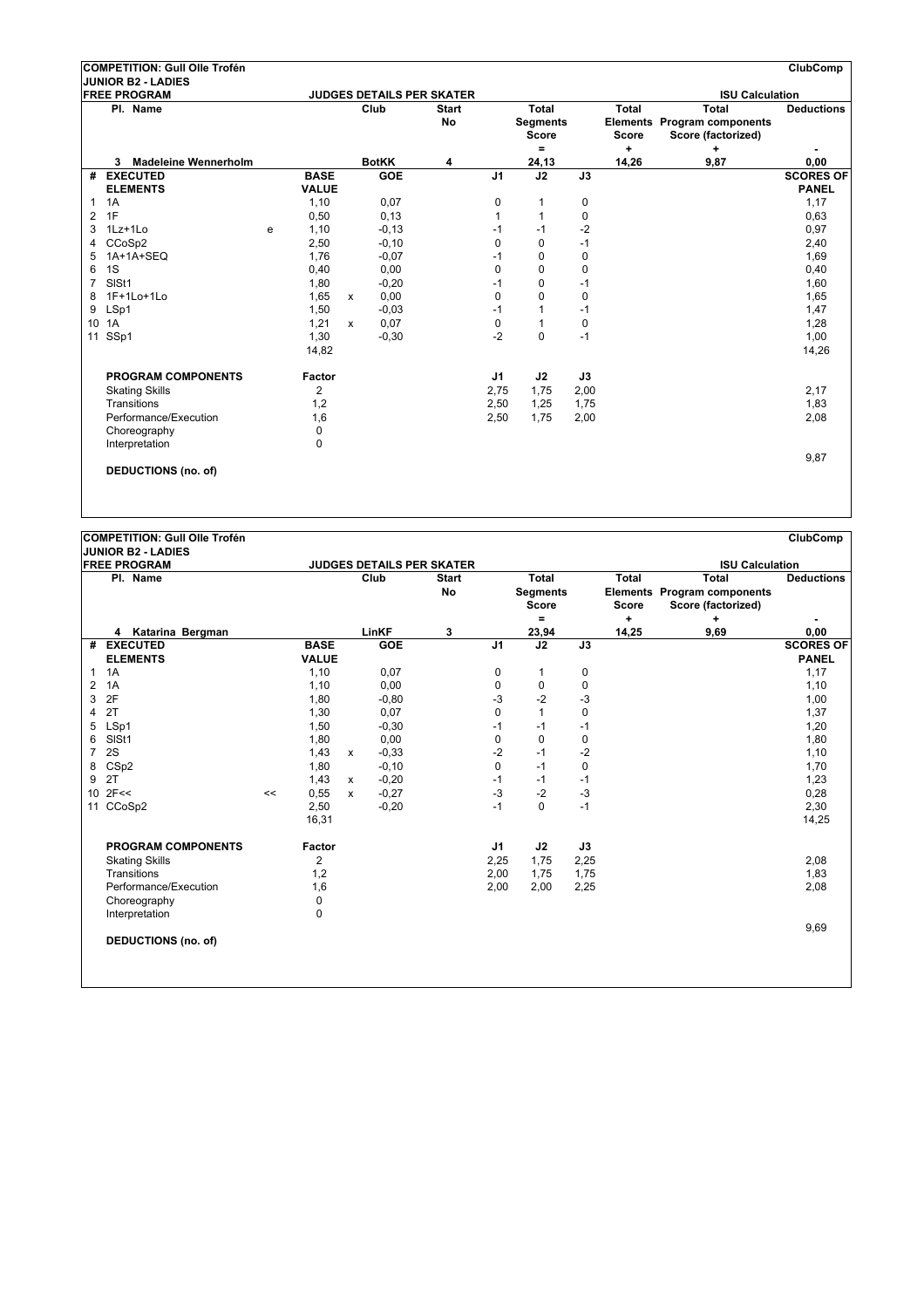**COMPETITION: Gull Olle Trofén** — **ClubComp**

**JUNIOR B2 - LADIES**

**FREE PROGRAM** — **JUDGES DETAILS PER SKATER** — **ISU Calculation**

| Pl. | Name | Club | Start No | Total Segments Score = | Total Elements Score + | Total Program components Score (factorized) + | Total Deductions - |
|---|---|---|---|---|---|---|---|
| 3 | Madeleine Wennerholm | BotKK | 4 | 24,13 | 14,26 | 9,87 | 0,00 |

| # | EXECUTED ELEMENTS | Info | BASE VALUE | | GOE | J1 | J2 | J3 | SCORES OF PANEL |
|---|---|---|---|---|---|---|---|---|---|
| 1 | 1A | | 1,10 | | 0,07 | 0 | 1 | 0 | 1,17 |
| 2 | 1F | | 0,50 | | 0,13 | 1 | 1 | 0 | 0,63 |
| 3 | 1Lz+1Lo | e | 1,10 | | -0,13 | -1 | -1 | -2 | 0,97 |
| 4 | CCoSp2 | | 2,50 | | -0,10 | 0 | 0 | -1 | 2,40 |
| 5 | 1A+1A+SEQ | | 1,76 | | -0,07 | -1 | 0 | 0 | 1,69 |
| 6 | 1S | | 0,40 | | 0,00 | 0 | 0 | 0 | 0,40 |
| 7 | SlSt1 | | 1,80 | | -0,20 | -1 | 0 | -1 | 1,60 |
| 8 | 1F+1Lo+1Lo | | 1,65 | x | 0,00 | 0 | 0 | 0 | 1,65 |
| 9 | LSp1 | | 1,50 | | -0,03 | -1 | 1 | -1 | 1,47 |
| 10 | 1A | | 1,21 | x | 0,07 | 0 | 1 | 0 | 1,28 |
| 11 | SSp1 | | 1,30 | | -0,30 | -2 | 0 | -1 | 1,00 |
| | | | 14,82 | | | | | | 14,26 |

| PROGRAM COMPONENTS | Factor | J1 | J2 | J3 | |
|---|---|---|---|---|---|
| Skating Skills | 2 | 2,75 | 1,75 | 2,00 | 2,17 |
| Transitions | 1,2 | 2,50 | 1,25 | 1,75 | 1,83 |
| Performance/Execution | 1,6 | 2,50 | 1,75 | 2,00 | 2,08 |
| Choreography | 0 | | | | |
| Interpretation | 0 | | | | |
| | | | | | 9,87 |

**DEDUCTIONS (no. of)**

---

**COMPETITION: Gull Olle Trofén** — **ClubComp**

**JUNIOR B2 - LADIES**

**FREE PROGRAM** — **JUDGES DETAILS PER SKATER** — **ISU Calculation**

| Pl. | Name | Club | Start No | Total Segments Score = | Total Elements Score + | Total Program components Score (factorized) + | Total Deductions - |
|---|---|---|---|---|---|---|---|
| 4 | Katarina Bergman | LinKF | 3 | 23,94 | 14,25 | 9,69 | 0,00 |

| # | EXECUTED ELEMENTS | Info | BASE VALUE | | GOE | J1 | J2 | J3 | SCORES OF PANEL |
|---|---|---|---|---|---|---|---|---|---|
| 1 | 1A | | 1,10 | | 0,07 | 0 | 1 | 0 | 1,17 |
| 2 | 1A | | 1,10 | | 0,00 | 0 | 0 | 0 | 1,10 |
| 3 | 2F | | 1,80 | | -0,80 | -3 | -2 | -3 | 1,00 |
| 4 | 2T | | 1,30 | | 0,07 | 0 | 1 | 0 | 1,37 |
| 5 | LSp1 | | 1,50 | | -0,30 | -1 | -1 | -1 | 1,20 |
| 6 | SlSt1 | | 1,80 | | 0,00 | 0 | 0 | 0 | 1,80 |
| 7 | 2S | | 1,43 | x | -0,33 | -2 | -1 | -2 | 1,10 |
| 8 | CSp2 | | 1,80 | | -0,10 | 0 | -1 | 0 | 1,70 |
| 9 | 2T | | 1,43 | x | -0,20 | -1 | -1 | -1 | 1,23 |
| 10 | 2F<< | << | 0,55 | x | -0,27 | -3 | -2 | -3 | 0,28 |
| 11 | CCoSp2 | | 2,50 | | -0,20 | -1 | 0 | -1 | 2,30 |
| | | | 16,31 | | | | | | 14,25 |

| PROGRAM COMPONENTS | Factor | J1 | J2 | J3 | |
|---|---|---|---|---|---|
| Skating Skills | 2 | 2,25 | 1,75 | 2,25 | 2,08 |
| Transitions | 1,2 | 2,00 | 1,75 | 1,75 | 1,83 |
| Performance/Execution | 1,6 | 2,00 | 2,00 | 2,25 | 2,08 |
| Choreography | 0 | | | | |
| Interpretation | 0 | | | | |
| | | | | | 9,69 |

**DEDUCTIONS (no. of)**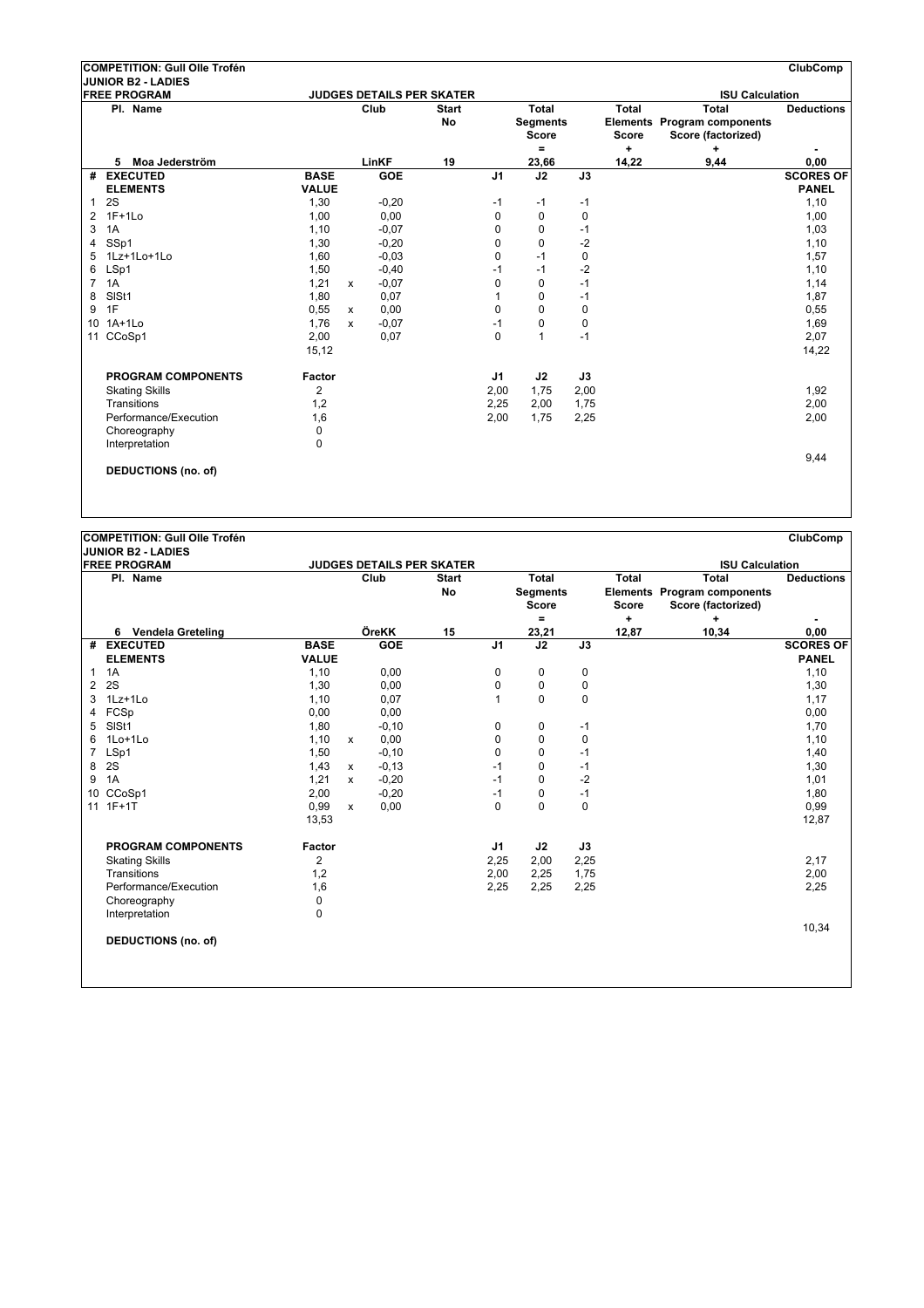**COMPETITION: Gull Olle Trofén** — **ClubComp**

**JUNIOR B2 - LADIES**

**FREE PROGRAM** — **JUDGES DETAILS PER SKATER** — **ISU Calculation**

| Pl. | Name | Club | Start No | Total Segments Score = | Total Elements Score + | Total Program components Score (factorized) + | Deductions - |
|---|---|---|---|---|---|---|---|
| 5 | Moa Jederström | LinKF | 19 | 23,66 | 14,22 | 9,44 | 0,00 |

| # | EXECUTED ELEMENTS | BASE VALUE | | GOE | J1 | J2 | J3 | SCORES OF PANEL |
|---|---|---|---|---|---|---|---|---|
| 1 | 2S | 1,30 | | -0,20 | -1 | -1 | -1 | 1,10 |
| 2 | 1F+1Lo | 1,00 | | 0,00 | 0 | 0 | 0 | 1,00 |
| 3 | 1A | 1,10 | | -0,07 | 0 | 0 | -1 | 1,03 |
| 4 | SSp1 | 1,30 | | -0,20 | 0 | 0 | -2 | 1,10 |
| 5 | 1Lz+1Lo+1Lo | 1,60 | | -0,03 | 0 | -1 | 0 | 1,57 |
| 6 | LSp1 | 1,50 | | -0,40 | -1 | -1 | -2 | 1,10 |
| 7 | 1A | 1,21 | x | -0,07 | 0 | 0 | -1 | 1,14 |
| 8 | SlSt1 | 1,80 | | 0,07 | 1 | 0 | -1 | 1,87 |
| 9 | 1F | 0,55 | x | 0,00 | 0 | 0 | 0 | 0,55 |
| 10 | 1A+1Lo | 1,76 | x | -0,07 | -1 | 0 | 0 | 1,69 |
| 11 | CCoSp1 | 2,00 | | 0,07 | 0 | 1 | -1 | 2,07 |
| | | 15,12 | | | | | | 14,22 |

| PROGRAM COMPONENTS | Factor | J1 | J2 | J3 | |
|---|---|---|---|---|---|
| Skating Skills | 2 | 2,00 | 1,75 | 2,00 | 1,92 |
| Transitions | 1,2 | 2,25 | 2,00 | 1,75 | 2,00 |
| Performance/Execution | 1,6 | 2,00 | 1,75 | 2,25 | 2,00 |
| Choreography | 0 | | | | |
| Interpretation | 0 | | | | |
| | | | | | 9,44 |

**DEDUCTIONS (no. of)**

---

**COMPETITION: Gull Olle Trofén** — **ClubComp**

**JUNIOR B2 - LADIES**

**FREE PROGRAM** — **JUDGES DETAILS PER SKATER** — **ISU Calculation**

| Pl. | Name | Club | Start No | Total Segments Score = | Total Elements Score + | Total Program components Score (factorized) + | Deductions - |
|---|---|---|---|---|---|---|---|
| 6 | Vendela Greteling | ÖreKK | 15 | 23,21 | 12,87 | 10,34 | 0,00 |

| # | EXECUTED ELEMENTS | BASE VALUE | | GOE | J1 | J2 | J3 | SCORES OF PANEL |
|---|---|---|---|---|---|---|---|---|
| 1 | 1A | 1,10 | | 0,00 | 0 | 0 | 0 | 1,10 |
| 2 | 2S | 1,30 | | 0,00 | 0 | 0 | 0 | 1,30 |
| 3 | 1Lz+1Lo | 1,10 | | 0,07 | 1 | 0 | 0 | 1,17 |
| 4 | FCSp | 0,00 | | 0,00 | | | | 0,00 |
| 5 | SlSt1 | 1,80 | | -0,10 | 0 | 0 | -1 | 1,70 |
| 6 | 1Lo+1Lo | 1,10 | x | 0,00 | 0 | 0 | 0 | 1,10 |
| 7 | LSp1 | 1,50 | | -0,10 | 0 | 0 | -1 | 1,40 |
| 8 | 2S | 1,43 | x | -0,13 | -1 | 0 | -1 | 1,30 |
| 9 | 1A | 1,21 | x | -0,20 | -1 | 0 | -2 | 1,01 |
| 10 | CCoSp1 | 2,00 | | -0,20 | -1 | 0 | -1 | 1,80 |
| 11 | 1F+1T | 0,99 | x | 0,00 | 0 | 0 | 0 | 0,99 |
| | | 13,53 | | | | | | 12,87 |

| PROGRAM COMPONENTS | Factor | J1 | J2 | J3 | |
|---|---|---|---|---|---|
| Skating Skills | 2 | 2,25 | 2,00 | 2,25 | 2,17 |
| Transitions | 1,2 | 2,00 | 2,25 | 1,75 | 2,00 |
| Performance/Execution | 1,6 | 2,25 | 2,25 | 2,25 | 2,25 |
| Choreography | 0 | | | | |
| Interpretation | 0 | | | | |
| | | | | | 10,34 |

**DEDUCTIONS (no. of)**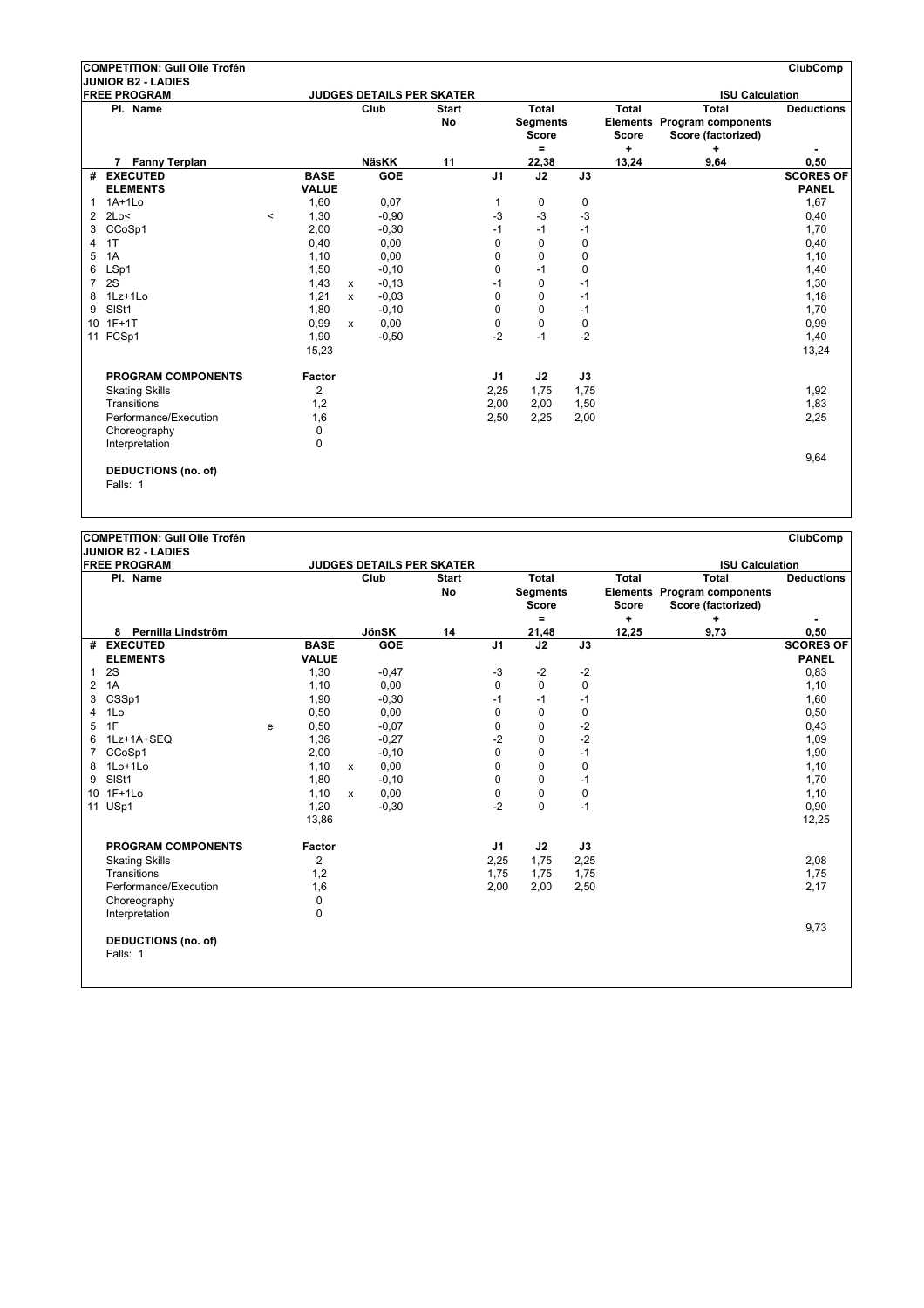**COMPETITION: Gull Olle Trofén** — ClubComp

**JUNIOR B2 - LADIES**

**FREE PROGRAM** — **JUDGES DETAILS PER SKATER** — **ISU Calculation**

| Pl. | Name | Club | Start No | Total Segments Score = | Total Elements Score + | Total Program components Score (factorized) + | Total Deductions - |
|---|---|---|---|---|---|---|---|
| 7 | Fanny Terplan | NäsKK | 11 | 22,38 | 13,24 | 9,64 | 0,50 |

| # | EXECUTED ELEMENTS | | BASE VALUE | | GOE | J1 | J2 | J3 | SCORES OF PANEL |
|---|---|---|---|---|---|---|---|---|---|
| 1 | 1A+1Lo | | 1,60 | | 0,07 | 1 | 0 | 0 | 1,67 |
| 2 | 2Lo< | < | 1,30 | | -0,90 | -3 | -3 | -3 | 0,40 |
| 3 | CCoSp1 | | 2,00 | | -0,30 | -1 | -1 | -1 | 1,70 |
| 4 | 1T | | 0,40 | | 0,00 | 0 | 0 | 0 | 0,40 |
| 5 | 1A | | 1,10 | | 0,00 | 0 | 0 | 0 | 1,10 |
| 6 | LSp1 | | 1,50 | | -0,10 | 0 | -1 | 0 | 1,40 |
| 7 | 2S | | 1,43 | x | -0,13 | -1 | 0 | -1 | 1,30 |
| 8 | 1Lz+1Lo | | 1,21 | x | -0,03 | 0 | 0 | -1 | 1,18 |
| 9 | SlSt1 | | 1,80 | | -0,10 | 0 | 0 | -1 | 1,70 |
| 10 | 1F+1T | | 0,99 | x | 0,00 | 0 | 0 | 0 | 0,99 |
| 11 | FCSp1 | | 1,90 | | -0,50 | -2 | -1 | -2 | 1,40 |
| | | | 15,23 | | | | | | 13,24 |

| PROGRAM COMPONENTS | Factor | J1 | J2 | J3 | |
|---|---|---|---|---|---|
| Skating Skills | 2 | 2,25 | 1,75 | 1,75 | 1,92 |
| Transitions | 1,2 | 2,00 | 2,00 | 1,50 | 1,83 |
| Performance/Execution | 1,6 | 2,50 | 2,25 | 2,00 | 2,25 |
| Choreography | 0 | | | | |
| Interpretation | 0 | | | | |
| | | | | | 9,64 |

**DEDUCTIONS (no. of)**

Falls: 1

---

**COMPETITION: Gull Olle Trofén** — ClubComp

**JUNIOR B2 - LADIES**

**FREE PROGRAM** — **JUDGES DETAILS PER SKATER** — **ISU Calculation**

| Pl. | Name | Club | Start No | Total Segments Score = | Total Elements Score + | Total Program components Score (factorized) + | Total Deductions - |
|---|---|---|---|---|---|---|---|
| 8 | Pernilla Lindström | JönSK | 14 | 21,48 | 12,25 | 9,73 | 0,50 |

| # | EXECUTED ELEMENTS | | BASE VALUE | | GOE | J1 | J2 | J3 | SCORES OF PANEL |
|---|---|---|---|---|---|---|---|---|---|
| 1 | 2S | | 1,30 | | -0,47 | -3 | -2 | -2 | 0,83 |
| 2 | 1A | | 1,10 | | 0,00 | 0 | 0 | 0 | 1,10 |
| 3 | CSSp1 | | 1,90 | | -0,30 | -1 | -1 | -1 | 1,60 |
| 4 | 1Lo | | 0,50 | | 0,00 | 0 | 0 | 0 | 0,50 |
| 5 | 1F | e | 0,50 | | -0,07 | 0 | 0 | -2 | 0,43 |
| 6 | 1Lz+1A+SEQ | | 1,36 | | -0,27 | -2 | 0 | -2 | 1,09 |
| 7 | CCoSp1 | | 2,00 | | -0,10 | 0 | 0 | -1 | 1,90 |
| 8 | 1Lo+1Lo | | 1,10 | x | 0,00 | 0 | 0 | 0 | 1,10 |
| 9 | SlSt1 | | 1,80 | | -0,10 | 0 | 0 | -1 | 1,70 |
| 10 | 1F+1Lo | | 1,10 | x | 0,00 | 0 | 0 | 0 | 1,10 |
| 11 | USp1 | | 1,20 | | -0,30 | -2 | 0 | -1 | 0,90 |
| | | | 13,86 | | | | | | 12,25 |

| PROGRAM COMPONENTS | Factor | J1 | J2 | J3 | |
|---|---|---|---|---|---|
| Skating Skills | 2 | 2,25 | 1,75 | 2,25 | 2,08 |
| Transitions | 1,2 | 1,75 | 1,75 | 1,75 | 1,75 |
| Performance/Execution | 1,6 | 2,00 | 2,00 | 2,50 | 2,17 |
| Choreography | 0 | | | | |
| Interpretation | 0 | | | | |
| | | | | | 9,73 |

**DEDUCTIONS (no. of)**

Falls: 1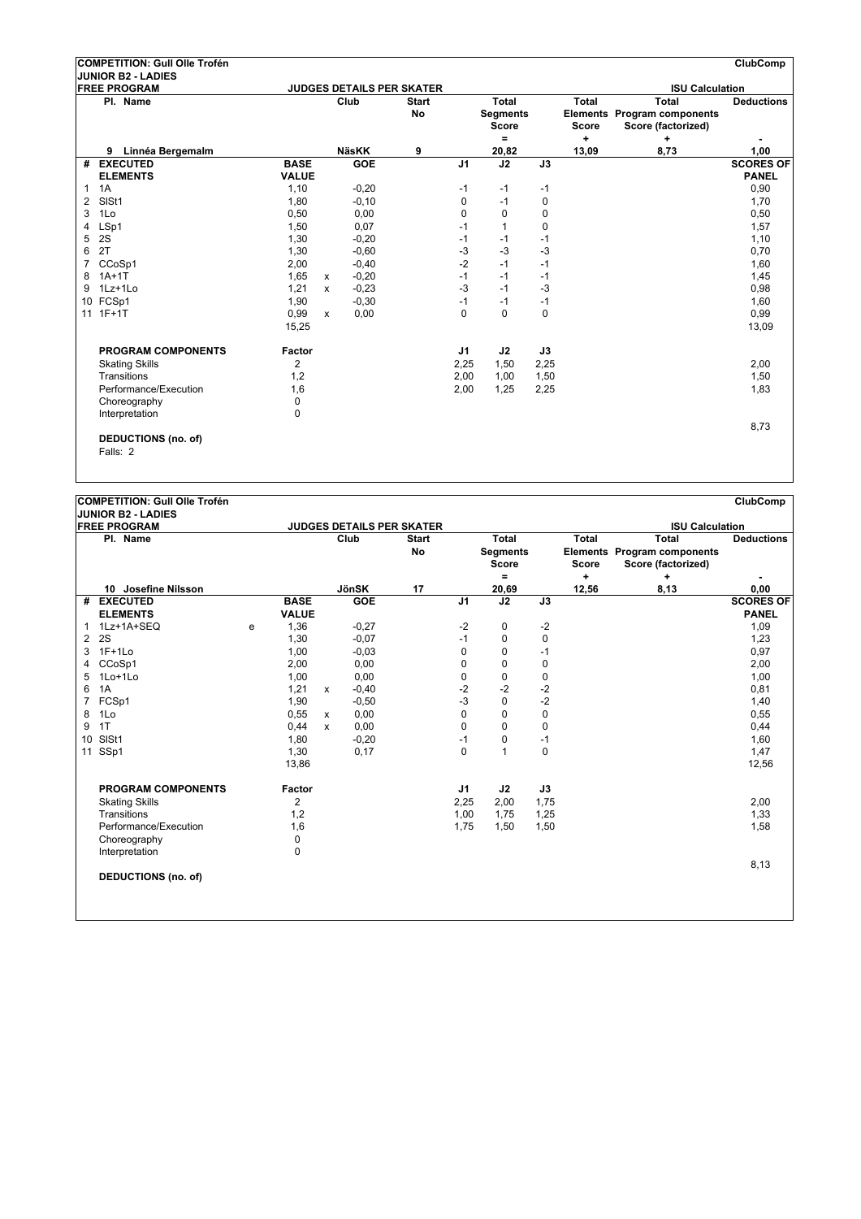**COMPETITION: Gull Olle Trofén** — ClubComp

**JUNIOR B2 - LADIES**

**FREE PROGRAM** — **JUDGES DETAILS PER SKATER** — **ISU Calculation**

| Pl. | Name | Club | Start No | Total Segments Score = | Total Elements Score + | Total Program components Score (factorized) + | Deductions - |
|---|---|---|---|---|---|---|---|
| 9 | Linnéa Bergemalm | NäsKK | 9 | 20,82 | 13,09 | 8,73 | 1,00 |

| # | EXECUTED ELEMENTS | | BASE VALUE | | GOE | J1 | J2 | J3 | SCORES OF PANEL |
|---|---|---|---|---|---|---|---|---|---|
| 1 | 1A | | 1,10 | | -0,20 | -1 | -1 | -1 | 0,90 |
| 2 | SlSt1 | | 1,80 | | -0,10 | 0 | -1 | 0 | 1,70 |
| 3 | 1Lo | | 0,50 | | 0,00 | 0 | 0 | 0 | 0,50 |
| 4 | LSp1 | | 1,50 | | 0,07 | -1 | 1 | 0 | 1,57 |
| 5 | 2S | | 1,30 | | -0,20 | -1 | -1 | -1 | 1,10 |
| 6 | 2T | | 1,30 | | -0,60 | -3 | -3 | -3 | 0,70 |
| 7 | CCoSp1 | | 2,00 | | -0,40 | -2 | -1 | -1 | 1,60 |
| 8 | 1A+1T | | 1,65 | x | -0,20 | -1 | -1 | -1 | 1,45 |
| 9 | 1Lz+1Lo | | 1,21 | x | -0,23 | -3 | -1 | -3 | 0,98 |
| 10 | FCSp1 | | 1,90 | | -0,30 | -1 | -1 | -1 | 1,60 |
| 11 | 1F+1T | | 0,99 | x | 0,00 | 0 | 0 | 0 | 0,99 |
| | | | 15,25 | | | | | | 13,09 |

| PROGRAM COMPONENTS | Factor | J1 | J2 | J3 | |
|---|---|---|---|---|---|
| Skating Skills | 2 | 2,25 | 1,50 | 2,25 | 2,00 |
| Transitions | 1,2 | 2,00 | 1,00 | 1,50 | 1,50 |
| Performance/Execution | 1,6 | 2,00 | 1,25 | 2,25 | 1,83 |
| Choreography | 0 | | | | |
| Interpretation | 0 | | | | |
| | | | | | 8,73 |

**DEDUCTIONS (no. of)**

Falls: 2

---

**COMPETITION: Gull Olle Trofén** — ClubComp

**JUNIOR B2 - LADIES**

**FREE PROGRAM** — **JUDGES DETAILS PER SKATER** — **ISU Calculation**

| Pl. | Name | Club | Start No | Total Segments Score = | Total Elements Score + | Total Program components Score (factorized) + | Deductions - |
|---|---|---|---|---|---|---|---|
| 10 | Josefine Nilsson | JönSK | 17 | 20,69 | 12,56 | 8,13 | 0,00 |

| # | EXECUTED ELEMENTS | | BASE VALUE | | GOE | J1 | J2 | J3 | SCORES OF PANEL |
|---|---|---|---|---|---|---|---|---|---|
| 1 | 1Lz+1A+SEQ | e | 1,36 | | -0,27 | -2 | 0 | -2 | 1,09 |
| 2 | 2S | | 1,30 | | -0,07 | -1 | 0 | 0 | 1,23 |
| 3 | 1F+1Lo | | 1,00 | | -0,03 | 0 | 0 | -1 | 0,97 |
| 4 | CCoSp1 | | 2,00 | | 0,00 | 0 | 0 | 0 | 2,00 |
| 5 | 1Lo+1Lo | | 1,00 | | 0,00 | 0 | 0 | 0 | 1,00 |
| 6 | 1A | | 1,21 | x | -0,40 | -2 | -2 | -2 | 0,81 |
| 7 | FCSp1 | | 1,90 | | -0,50 | -3 | 0 | -2 | 1,40 |
| 8 | 1Lo | | 0,55 | x | 0,00 | 0 | 0 | 0 | 0,55 |
| 9 | 1T | | 0,44 | x | 0,00 | 0 | 0 | 0 | 0,44 |
| 10 | SlSt1 | | 1,80 | | -0,20 | -1 | 0 | -1 | 1,60 |
| 11 | SSp1 | | 1,30 | | 0,17 | 0 | 1 | 0 | 1,47 |
| | | | 13,86 | | | | | | 12,56 |

| PROGRAM COMPONENTS | Factor | J1 | J2 | J3 | |
|---|---|---|---|---|---|
| Skating Skills | 2 | 2,25 | 2,00 | 1,75 | 2,00 |
| Transitions | 1,2 | 1,00 | 1,75 | 1,25 | 1,33 |
| Performance/Execution | 1,6 | 1,75 | 1,50 | 1,50 | 1,58 |
| Choreography | 0 | | | | |
| Interpretation | 0 | | | | |
| | | | | | 8,13 |

**DEDUCTIONS (no. of)**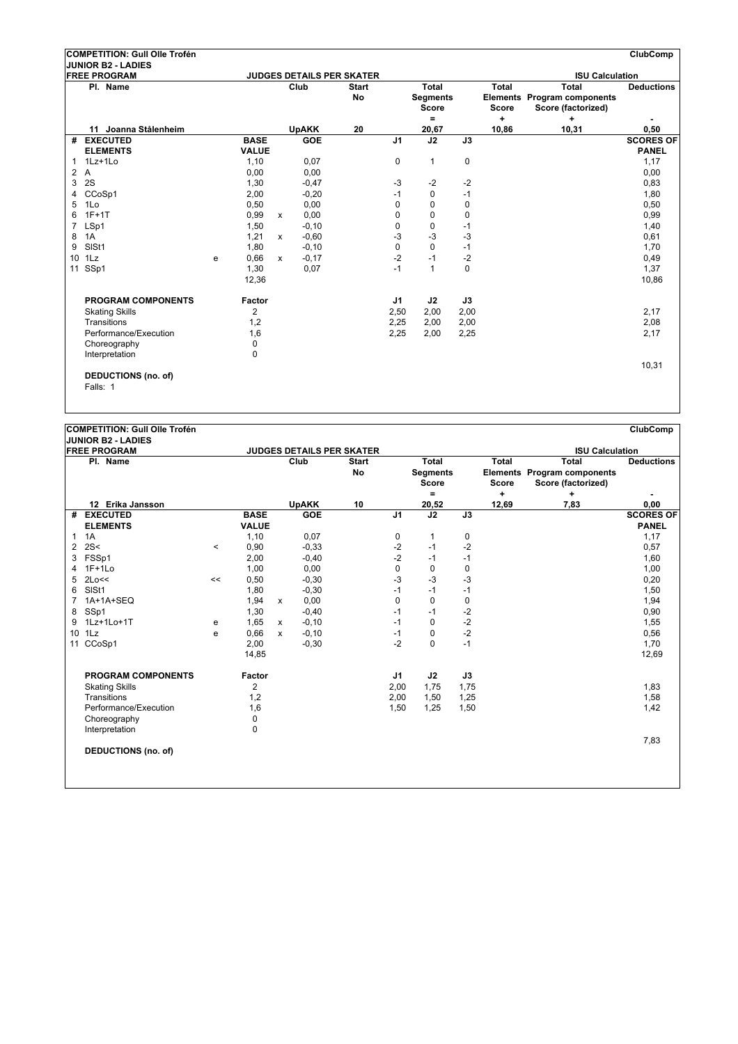**COMPETITION: Gull Olle Trofén** — ClubComp

**JUNIOR B2 - LADIES**

**FREE PROGRAM** — **JUDGES DETAILS PER SKATER** — **ISU Calculation**

| Pl. | Name | Club | Start No | Total Segments Score = | Total Elements Score + | Total Program components Score (factorized) + | Total Deductions - |
|---|---|---|---|---|---|---|---|
| 11 | Joanna Stålenheim | UpAKK | 20 | 20,67 | 10,86 | 10,31 | 0,50 |

| # | EXECUTED ELEMENTS | | BASE VALUE | | GOE | J1 | J2 | J3 | SCORES OF PANEL |
|---|---|---|---|---|---|---|---|---|---|
| 1 | 1Lz+1Lo | | 1,10 | | 0,07 | 0 | 1 | 0 | 1,17 |
| 2 | A | | 0,00 | | 0,00 | | | | 0,00 |
| 3 | 2S | | 1,30 | | -0,47 | -3 | -2 | -2 | 0,83 |
| 4 | CCoSp1 | | 2,00 | | -0,20 | -1 | 0 | -1 | 1,80 |
| 5 | 1Lo | | 0,50 | | 0,00 | 0 | 0 | 0 | 0,50 |
| 6 | 1F+1T | | 0,99 | x | 0,00 | 0 | 0 | 0 | 0,99 |
| 7 | LSp1 | | 1,50 | | -0,10 | 0 | 0 | -1 | 1,40 |
| 8 | 1A | | 1,21 | x | -0,60 | -3 | -3 | -3 | 0,61 |
| 9 | SlSt1 | | 1,80 | | -0,10 | 0 | 0 | -1 | 1,70 |
| 10 | 1Lz | e | 0,66 | x | -0,17 | -2 | -1 | -2 | 0,49 |
| 11 | SSp1 | | 1,30 | | 0,07 | -1 | 1 | 0 | 1,37 |
| | | | 12,36 | | | | | | 10,86 |

| PROGRAM COMPONENTS | Factor | J1 | J2 | J3 | |
|---|---|---|---|---|---|
| Skating Skills | 2 | 2,50 | 2,00 | 2,00 | 2,17 |
| Transitions | 1,2 | 2,25 | 2,00 | 2,00 | 2,08 |
| Performance/Execution | 1,6 | 2,25 | 2,00 | 2,25 | 2,17 |
| Choreography | 0 | | | | |
| Interpretation | 0 | | | | |
| | | | | | 10,31 |

**DEDUCTIONS (no. of)**

Falls: 1

---

**COMPETITION: Gull Olle Trofén** — ClubComp

**JUNIOR B2 - LADIES**

**FREE PROGRAM** — **JUDGES DETAILS PER SKATER** — **ISU Calculation**

| Pl. | Name | Club | Start No | Total Segments Score = | Total Elements Score + | Total Program components Score (factorized) + | Total Deductions - |
|---|---|---|---|---|---|---|---|
| 12 | Erika Jansson | UpAKK | 10 | 20,52 | 12,69 | 7,83 | 0,00 |

| # | EXECUTED ELEMENTS | | BASE VALUE | | GOE | J1 | J2 | J3 | SCORES OF PANEL |
|---|---|---|---|---|---|---|---|---|---|
| 1 | 1A | | 1,10 | | 0,07 | 0 | 1 | 0 | 1,17 |
| 2 | 2S< | < | 0,90 | | -0,33 | -2 | -1 | -2 | 0,57 |
| 3 | FSSp1 | | 2,00 | | -0,40 | -2 | -1 | -1 | 1,60 |
| 4 | 1F+1Lo | | 1,00 | | 0,00 | 0 | 0 | 0 | 1,00 |
| 5 | 2Lo<< | << | 0,50 | | -0,30 | -3 | -3 | -3 | 0,20 |
| 6 | SlSt1 | | 1,80 | | -0,30 | -1 | -1 | -1 | 1,50 |
| 7 | 1A+1A+SEQ | | 1,94 | x | 0,00 | 0 | 0 | 0 | 1,94 |
| 8 | SSp1 | | 1,30 | | -0,40 | -1 | -1 | -2 | 0,90 |
| 9 | 1Lz+1Lo+1T | e | 1,65 | x | -0,10 | -1 | 0 | -2 | 1,55 |
| 10 | 1Lz | e | 0,66 | x | -0,10 | -1 | 0 | -2 | 0,56 |
| 11 | CCoSp1 | | 2,00 | | -0,30 | -2 | 0 | -1 | 1,70 |
| | | | 14,85 | | | | | | 12,69 |

| PROGRAM COMPONENTS | Factor | J1 | J2 | J3 | |
|---|---|---|---|---|---|
| Skating Skills | 2 | 2,00 | 1,75 | 1,75 | 1,83 |
| Transitions | 1,2 | 2,00 | 1,50 | 1,25 | 1,58 |
| Performance/Execution | 1,6 | 1,50 | 1,25 | 1,50 | 1,42 |
| Choreography | 0 | | | | |
| Interpretation | 0 | | | | |
| | | | | | 7,83 |

**DEDUCTIONS (no. of)**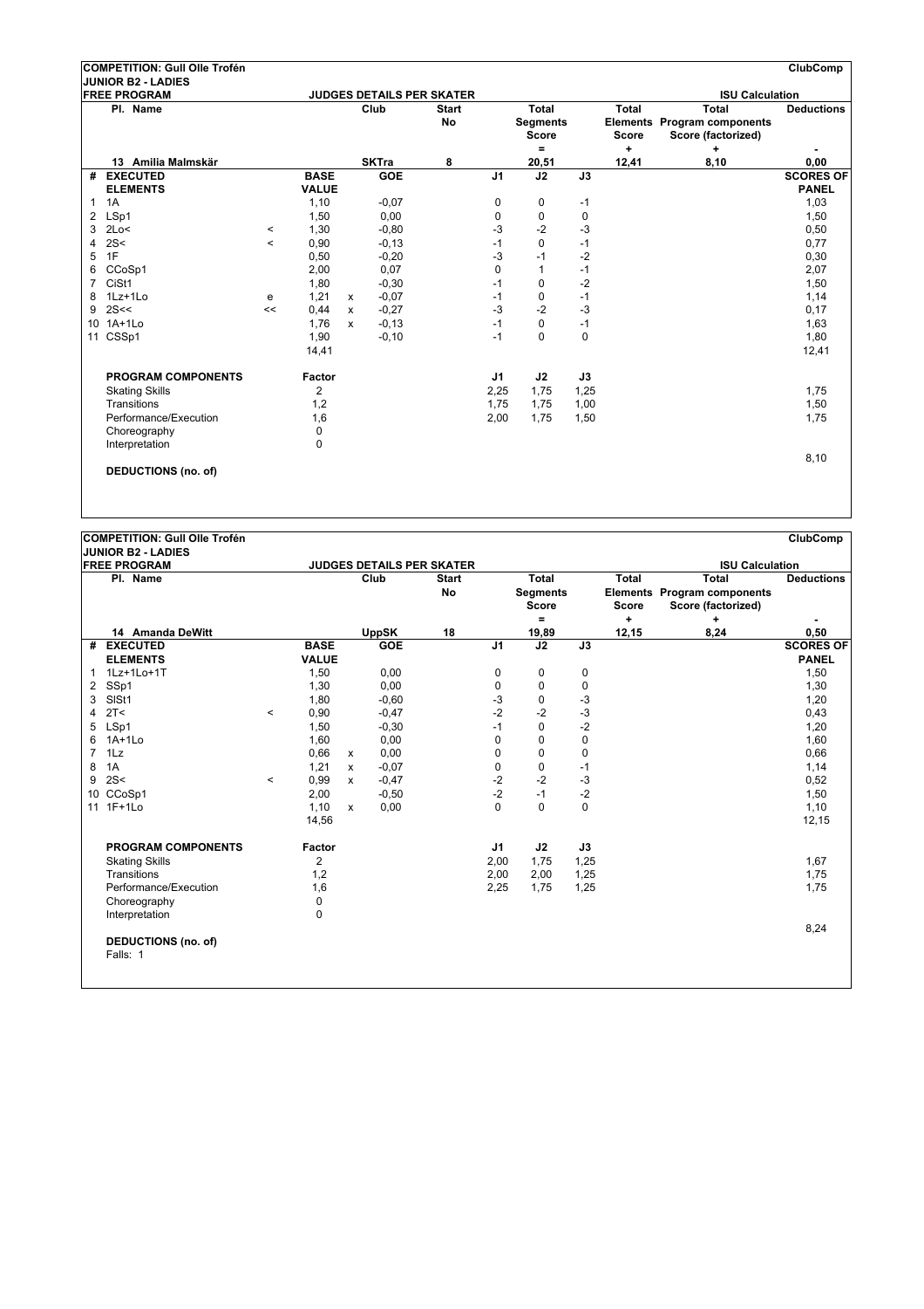**COMPETITION: Gull Olle Trofén** — ClubComp

**JUNIOR B2 - LADIES**

**FREE PROGRAM** — **JUDGES DETAILS PER SKATER** — **ISU Calculation**

| Pl. | Name | Club | Start No | Total Segments Score = | Total Elements Score + | Total Program components Score (factorized) + | Total Deductions - |
|---|---|---|---|---|---|---|---|
| 13 | Amilia Malmskär | SKTra | 8 | 20,51 | 12,41 | 8,10 | 0,00 |

| # | EXECUTED ELEMENTS | | BASE VALUE | | GOE | J1 | J2 | J3 | SCORES OF PANEL |
|---|---|---|---|---|---|---|---|---|---|
| 1 | 1A | | 1,10 | | -0,07 | 0 | 0 | -1 | 1,03 |
| 2 | LSp1 | | 1,50 | | 0,00 | 0 | 0 | 0 | 1,50 |
| 3 | 2Lo< | < | 1,30 | | -0,80 | -3 | -2 | -3 | 0,50 |
| 4 | 2S< | < | 0,90 | | -0,13 | -1 | 0 | -1 | 0,77 |
| 5 | 1F | | 0,50 | | -0,20 | -3 | -1 | -2 | 0,30 |
| 6 | CCoSp1 | | 2,00 | | 0,07 | 0 | 1 | -1 | 2,07 |
| 7 | CiSt1 | | 1,80 | | -0,30 | -1 | 0 | -2 | 1,50 |
| 8 | 1Lz+1Lo | e | 1,21 | x | -0,07 | -1 | 0 | -1 | 1,14 |
| 9 | 2S<< | << | 0,44 | x | -0,27 | -3 | -2 | -3 | 0,17 |
| 10 | 1A+1Lo | | 1,76 | x | -0,13 | -1 | 0 | -1 | 1,63 |
| 11 | CSSp1 | | 1,90 | | -0,10 | -1 | 0 | 0 | 1,80 |
| | | | 14,41 | | | | | | 12,41 |

| PROGRAM COMPONENTS | Factor | J1 | J2 | J3 | |
|---|---|---|---|---|---|
| Skating Skills | 2 | 2,25 | 1,75 | 1,25 | 1,75 |
| Transitions | 1,2 | 1,75 | 1,75 | 1,00 | 1,50 |
| Performance/Execution | 1,6 | 2,00 | 1,75 | 1,50 | 1,75 |
| Choreography | 0 | | | | |
| Interpretation | 0 | | | | |
| | | | | | 8,10 |

**DEDUCTIONS (no. of)**

---

**COMPETITION: Gull Olle Trofén** — ClubComp

**JUNIOR B2 - LADIES**

**FREE PROGRAM** — **JUDGES DETAILS PER SKATER** — **ISU Calculation**

| Pl. | Name | Club | Start No | Total Segments Score = | Total Elements Score + | Total Program components Score (factorized) + | Total Deductions - |
|---|---|---|---|---|---|---|---|
| 14 | Amanda DeWitt | UppSK | 18 | 19,89 | 12,15 | 8,24 | 0,50 |

| # | EXECUTED ELEMENTS | | BASE VALUE | | GOE | J1 | J2 | J3 | SCORES OF PANEL |
|---|---|---|---|---|---|---|---|---|---|
| 1 | 1Lz+1Lo+1T | | 1,50 | | 0,00 | 0 | 0 | 0 | 1,50 |
| 2 | SSp1 | | 1,30 | | 0,00 | 0 | 0 | 0 | 1,30 |
| 3 | SlSt1 | | 1,80 | | -0,60 | -3 | 0 | -3 | 1,20 |
| 4 | 2T< | < | 0,90 | | -0,47 | -2 | -2 | -3 | 0,43 |
| 5 | LSp1 | | 1,50 | | -0,30 | -1 | 0 | -2 | 1,20 |
| 6 | 1A+1Lo | | 1,60 | | 0,00 | 0 | 0 | 0 | 1,60 |
| 7 | 1Lz | | 0,66 | x | 0,00 | 0 | 0 | 0 | 0,66 |
| 8 | 1A | | 1,21 | x | -0,07 | 0 | 0 | -1 | 1,14 |
| 9 | 2S< | < | 0,99 | x | -0,47 | -2 | -2 | -3 | 0,52 |
| 10 | CCoSp1 | | 2,00 | | -0,50 | -2 | -1 | -2 | 1,50 |
| 11 | 1F+1Lo | | 1,10 | x | 0,00 | 0 | 0 | 0 | 1,10 |
| | | | 14,56 | | | | | | 12,15 |

| PROGRAM COMPONENTS | Factor | J1 | J2 | J3 | |
|---|---|---|---|---|---|
| Skating Skills | 2 | 2,00 | 1,75 | 1,25 | 1,67 |
| Transitions | 1,2 | 2,00 | 2,00 | 1,25 | 1,75 |
| Performance/Execution | 1,6 | 2,25 | 1,75 | 1,25 | 1,75 |
| Choreography | 0 | | | | |
| Interpretation | 0 | | | | |
| | | | | | 8,24 |

**DEDUCTIONS (no. of)**

Falls: 1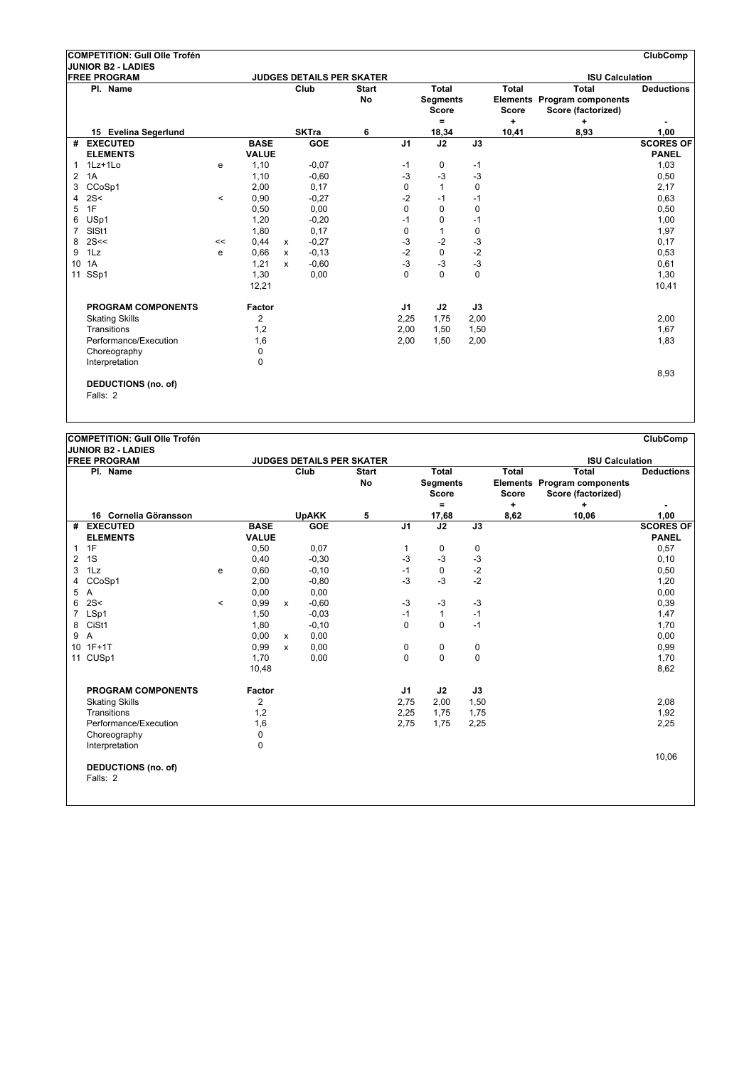**COMPETITION: Gull Olle Trofén** — **ClubComp**

**JUNIOR B2 - LADIES**

**FREE PROGRAM** — **JUDGES DETAILS PER SKATER** — **ISU Calculation**

| Pl. Name | Club | Start No | Total Segments Score = | Total Elements Score + | Total Program components Score (factorized) + | Total Deductions - |
|---|---|---|---|---|---|---|
| 15 Evelina Segerlund | SKTra | 6 | 18,34 | 10,41 | 8,93 | 1,00 |

| # | EXECUTED ELEMENTS | | BASE VALUE | | GOE | J1 | J2 | J3 | SCORES OF PANEL |
|---|---|---|---|---|---|---|---|---|---|
| 1 | 1Lz+1Lo | e | 1,10 | | -0,07 | -1 | 0 | -1 | 1,03 |
| 2 | 1A | | 1,10 | | -0,60 | -3 | -3 | -3 | 0,50 |
| 3 | CCoSp1 | | 2,00 | | 0,17 | 0 | 1 | 0 | 2,17 |
| 4 | 2S< | < | 0,90 | | -0,27 | -2 | -1 | -1 | 0,63 |
| 5 | 1F | | 0,50 | | 0,00 | 0 | 0 | 0 | 0,50 |
| 6 | USp1 | | 1,20 | | -0,20 | -1 | 0 | -1 | 1,00 |
| 7 | SlSt1 | | 1,80 | | 0,17 | 0 | 1 | 0 | 1,97 |
| 8 | 2S<< | << | 0,44 | x | -0,27 | -3 | -2 | -3 | 0,17 |
| 9 | 1Lz | e | 0,66 | x | -0,13 | -2 | 0 | -2 | 0,53 |
| 10 | 1A | | 1,21 | x | -0,60 | -3 | -3 | -3 | 0,61 |
| 11 | SSp1 | | 1,30 | | 0,00 | 0 | 0 | 0 | 1,30 |
| | | | 12,21 | | | | | | 10,41 |

| PROGRAM COMPONENTS | Factor | J1 | J2 | J3 | |
|---|---|---|---|---|---|
| Skating Skills | 2 | 2,25 | 1,75 | 2,00 | 2,00 |
| Transitions | 1,2 | 2,00 | 1,50 | 1,50 | 1,67 |
| Performance/Execution | 1,6 | 2,00 | 1,50 | 2,00 | 1,83 |
| Choreography | 0 | | | | |
| Interpretation | 0 | | | | |
| | | | | | 8,93 |

**DEDUCTIONS (no. of)**

Falls: 2

---

**COMPETITION: Gull Olle Trofén** — **ClubComp**

**JUNIOR B2 - LADIES**

**FREE PROGRAM** — **JUDGES DETAILS PER SKATER** — **ISU Calculation**

| Pl. Name | Club | Start No | Total Segments Score = | Total Elements Score + | Total Program components Score (factorized) + | Total Deductions - |
|---|---|---|---|---|---|---|
| 16 Cornelia Göransson | UpAKK | 5 | 17,68 | 8,62 | 10,06 | 1,00 |

| # | EXECUTED ELEMENTS | | BASE VALUE | | GOE | J1 | J2 | J3 | SCORES OF PANEL |
|---|---|---|---|---|---|---|---|---|---|
| 1 | 1F | | 0,50 | | 0,07 | 1 | 0 | 0 | 0,57 |
| 2 | 1S | | 0,40 | | -0,30 | -3 | -3 | -3 | 0,10 |
| 3 | 1Lz | e | 0,60 | | -0,10 | -1 | 0 | -2 | 0,50 |
| 4 | CCoSp1 | | 2,00 | | -0,80 | -3 | -3 | -2 | 1,20 |
| 5 | A | | 0,00 | | 0,00 | | | | 0,00 |
| 6 | 2S< | < | 0,99 | x | -0,60 | -3 | -3 | -3 | 0,39 |
| 7 | LSp1 | | 1,50 | | -0,03 | -1 | 1 | -1 | 1,47 |
| 8 | CiSt1 | | 1,80 | | -0,10 | 0 | 0 | -1 | 1,70 |
| 9 | A | | 0,00 | x | 0,00 | | | | 0,00 |
| 10 | 1F+1T | | 0,99 | x | 0,00 | 0 | 0 | 0 | 0,99 |
| 11 | CUSp1 | | 1,70 | | 0,00 | 0 | 0 | 0 | 1,70 |
| | | | 10,48 | | | | | | 8,62 |

| PROGRAM COMPONENTS | Factor | J1 | J2 | J3 | |
|---|---|---|---|---|---|
| Skating Skills | 2 | 2,75 | 2,00 | 1,50 | 2,08 |
| Transitions | 1,2 | 2,25 | 1,75 | 1,75 | 1,92 |
| Performance/Execution | 1,6 | 2,75 | 1,75 | 2,25 | 2,25 |
| Choreography | 0 | | | | |
| Interpretation | 0 | | | | |
| | | | | | 10,06 |

**DEDUCTIONS (no. of)**

Falls: 2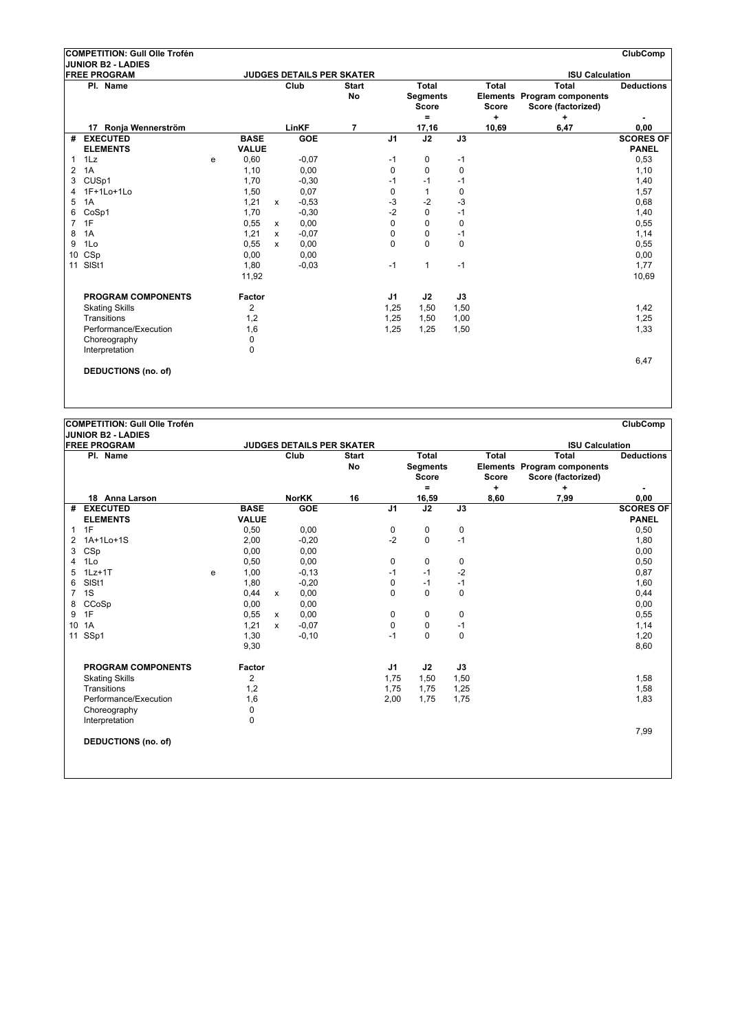**COMPETITION: Gull Olle Trofén** — **ClubComp**

**JUNIOR B2 - LADIES**

**FREE PROGRAM** — **JUDGES DETAILS PER SKATER** — **ISU Calculation**

| Pl. Name | Club | Start No | Total Segments Score = | Total Elements Score + | Total Program components Score (factorized) + | Deductions - |
|---|---|---|---|---|---|---|
| 17 Ronja Wennerström | LinKF | 7 | 17,16 | 10,69 | 6,47 | 0,00 |

| # | EXECUTED ELEMENTS | | BASE VALUE | | GOE | J1 | J2 | J3 | SCORES OF PANEL |
|---|---|---|---|---|---|---|---|---|---|
| 1 | 1Lz | e | 0,60 | | -0,07 | -1 | 0 | -1 | 0,53 |
| 2 | 1A | | 1,10 | | 0,00 | 0 | 0 | 0 | 1,10 |
| 3 | CUSp1 | | 1,70 | | -0,30 | -1 | -1 | -1 | 1,40 |
| 4 | 1F+1Lo+1Lo | | 1,50 | | 0,07 | 0 | 1 | 0 | 1,57 |
| 5 | 1A | | 1,21 | x | -0,53 | -3 | -2 | -3 | 0,68 |
| 6 | CoSp1 | | 1,70 | | -0,30 | -2 | 0 | -1 | 1,40 |
| 7 | 1F | | 0,55 | x | 0,00 | 0 | 0 | 0 | 0,55 |
| 8 | 1A | | 1,21 | x | -0,07 | 0 | 0 | -1 | 1,14 |
| 9 | 1Lo | | 0,55 | x | 0,00 | 0 | 0 | 0 | 0,55 |
| 10 | CSp | | 0,00 | | 0,00 | | | | 0,00 |
| 11 | SlSt1 | | 1,80 | | -0,03 | -1 | 1 | -1 | 1,77 |
| | | | 11,92 | | | | | | 10,69 |

| PROGRAM COMPONENTS | Factor | J1 | J2 | J3 | |
|---|---|---|---|---|---|
| Skating Skills | 2 | 1,25 | 1,50 | 1,50 | 1,42 |
| Transitions | 1,2 | 1,25 | 1,50 | 1,00 | 1,25 |
| Performance/Execution | 1,6 | 1,25 | 1,25 | 1,50 | 1,33 |
| Choreography | 0 | | | | |
| Interpretation | 0 | | | | |
| | | | | | 6,47 |

**DEDUCTIONS (no. of)**

---

**COMPETITION: Gull Olle Trofén** — **ClubComp**

**JUNIOR B2 - LADIES**

**FREE PROGRAM** — **JUDGES DETAILS PER SKATER** — **ISU Calculation**

| Pl. Name | Club | Start No | Total Segments Score = | Total Elements Score + | Total Program components Score (factorized) + | Deductions - |
|---|---|---|---|---|---|---|
| 18 Anna Larson | NorKK | 16 | 16,59 | 8,60 | 7,99 | 0,00 |

| # | EXECUTED ELEMENTS | | BASE VALUE | | GOE | J1 | J2 | J3 | SCORES OF PANEL |
|---|---|---|---|---|---|---|---|---|---|
| 1 | 1F | | 0,50 | | 0,00 | 0 | 0 | 0 | 0,50 |
| 2 | 1A+1Lo+1S | | 2,00 | | -0,20 | -2 | 0 | -1 | 1,80 |
| 3 | CSp | | 0,00 | | 0,00 | | | | 0,00 |
| 4 | 1Lo | | 0,50 | | 0,00 | 0 | 0 | 0 | 0,50 |
| 5 | 1Lz+1T | e | 1,00 | | -0,13 | -1 | -1 | -2 | 0,87 |
| 6 | SlSt1 | | 1,80 | | -0,20 | 0 | -1 | -1 | 1,60 |
| 7 | 1S | | 0,44 | x | 0,00 | 0 | 0 | 0 | 0,44 |
| 8 | CCoSp | | 0,00 | | 0,00 | | | | 0,00 |
| 9 | 1F | | 0,55 | x | 0,00 | 0 | 0 | 0 | 0,55 |
| 10 | 1A | | 1,21 | x | -0,07 | 0 | 0 | -1 | 1,14 |
| 11 | SSp1 | | 1,30 | | -0,10 | -1 | 0 | 0 | 1,20 |
| | | | 9,30 | | | | | | 8,60 |

| PROGRAM COMPONENTS | Factor | J1 | J2 | J3 | |
|---|---|---|---|---|---|
| Skating Skills | 2 | 1,75 | 1,50 | 1,50 | 1,58 |
| Transitions | 1,2 | 1,75 | 1,75 | 1,25 | 1,58 |
| Performance/Execution | 1,6 | 2,00 | 1,75 | 1,75 | 1,83 |
| Choreography | 0 | | | | |
| Interpretation | 0 | | | | |
| | | | | | 7,99 |

**DEDUCTIONS (no. of)**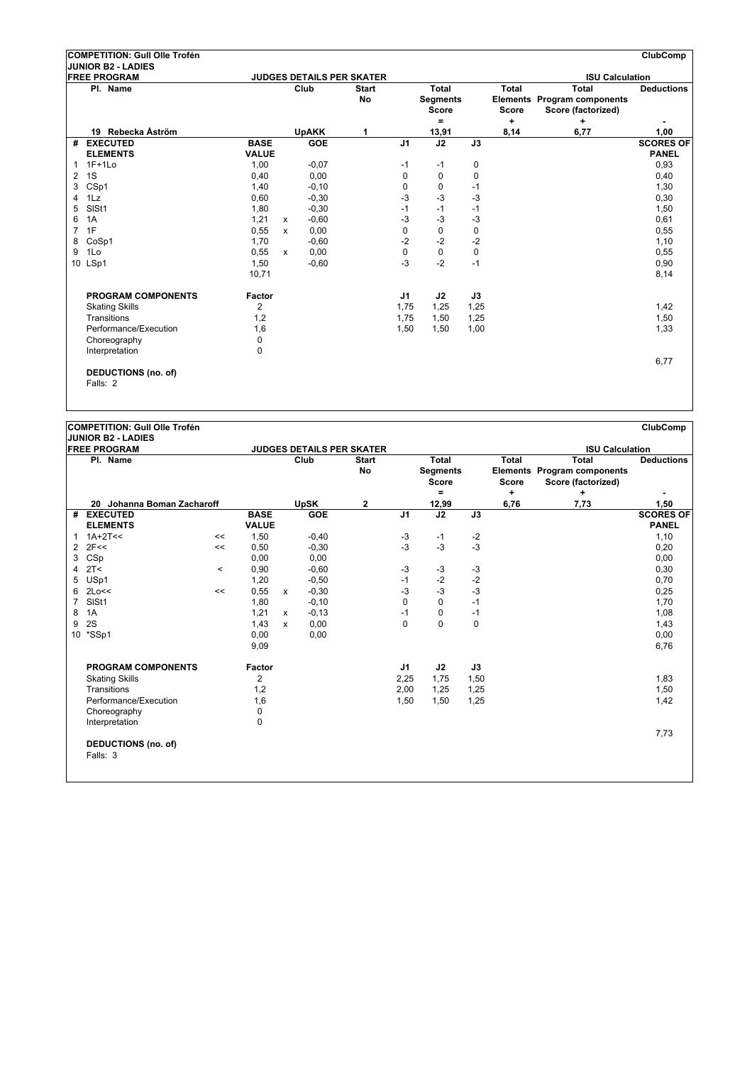**COMPETITION: Gull Olle Trofén** — ClubComp

**JUNIOR B2 - LADIES**

**FREE PROGRAM** — **JUDGES DETAILS PER SKATER** — **ISU Calculation**

| Pl. | Name | Club | Start No | Total Segments Score = | Total Elements Score + | Total Program components Score (factorized) + | Deductions - |
|---|---|---|---|---|---|---|---|
| 19 | Rebecka Åström | UpAKK | 1 | 13,91 | 8,14 | 6,77 | 1,00 |

| # | EXECUTED ELEMENTS | | BASE VALUE | | GOE | J1 | J2 | J3 | SCORES OF PANEL |
|---|---|---|---|---|---|---|---|---|---|
| 1 | 1F+1Lo | | 1,00 | | -0,07 | -1 | -1 | 0 | 0,93 |
| 2 | 1S | | 0,40 | | 0,00 | 0 | 0 | 0 | 0,40 |
| 3 | CSp1 | | 1,40 | | -0,10 | 0 | 0 | -1 | 1,30 |
| 4 | 1Lz | | 0,60 | | -0,30 | -3 | -3 | -3 | 0,30 |
| 5 | SlSt1 | | 1,80 | | -0,30 | -1 | -1 | -1 | 1,50 |
| 6 | 1A | | 1,21 | x | -0,60 | -3 | -3 | -3 | 0,61 |
| 7 | 1F | | 0,55 | x | 0,00 | 0 | 0 | 0 | 0,55 |
| 8 | CoSp1 | | 1,70 | | -0,60 | -2 | -2 | -2 | 1,10 |
| 9 | 1Lo | | 0,55 | x | 0,00 | 0 | 0 | 0 | 0,55 |
| 10 | LSp1 | | 1,50 | | -0,60 | -3 | -2 | -1 | 0,90 |
| | | | 10,71 | | | | | | 8,14 |

| PROGRAM COMPONENTS | Factor | J1 | J2 | J3 | |
|---|---|---|---|---|---|
| Skating Skills | 2 | 1,75 | 1,25 | 1,25 | 1,42 |
| Transitions | 1,2 | 1,75 | 1,50 | 1,25 | 1,50 |
| Performance/Execution | 1,6 | 1,50 | 1,50 | 1,00 | 1,33 |
| Choreography | 0 | | | | |
| Interpretation | 0 | | | | |
| | | | | | 6,77 |

**DEDUCTIONS (no. of)**

Falls: 2

---

**COMPETITION: Gull Olle Trofén** — ClubComp

**JUNIOR B2 - LADIES**

**FREE PROGRAM** — **JUDGES DETAILS PER SKATER** — **ISU Calculation**

| Pl. | Name | Club | Start No | Total Segments Score = | Total Elements Score + | Total Program components Score (factorized) + | Deductions - |
|---|---|---|---|---|---|---|---|
| 20 | Johanna Boman Zacharoff | UpSK | 2 | 12,99 | 6,76 | 7,73 | 1,50 |

| # | EXECUTED ELEMENTS | | BASE VALUE | | GOE | J1 | J2 | J3 | SCORES OF PANEL |
|---|---|---|---|---|---|---|---|---|---|
| 1 | 1A+2T<< | << | 1,50 | | -0,40 | -3 | -1 | -2 | 1,10 |
| 2 | 2F<< | << | 0,50 | | -0,30 | -3 | -3 | -3 | 0,20 |
| 3 | CSp | | 0,00 | | 0,00 | | | | 0,00 |
| 4 | 2T< | < | 0,90 | | -0,60 | -3 | -3 | -3 | 0,30 |
| 5 | USp1 | | 1,20 | | -0,50 | -1 | -2 | -2 | 0,70 |
| 6 | 2Lo<< | << | 0,55 | x | -0,30 | -3 | -3 | -3 | 0,25 |
| 7 | SlSt1 | | 1,80 | | -0,10 | 0 | 0 | -1 | 1,70 |
| 8 | 1A | | 1,21 | x | -0,13 | -1 | 0 | -1 | 1,08 |
| 9 | 2S | | 1,43 | x | 0,00 | 0 | 0 | 0 | 1,43 |
| 10 | *SSp1 | | 0,00 | | 0,00 | | | | 0,00 |
| | | | 9,09 | | | | | | 6,76 |

| PROGRAM COMPONENTS | Factor | J1 | J2 | J3 | |
|---|---|---|---|---|---|
| Skating Skills | 2 | 2,25 | 1,75 | 1,50 | 1,83 |
| Transitions | 1,2 | 2,00 | 1,25 | 1,25 | 1,50 |
| Performance/Execution | 1,6 | 1,50 | 1,50 | 1,25 | 1,42 |
| Choreography | 0 | | | | |
| Interpretation | 0 | | | | |
| | | | | | 7,73 |

**DEDUCTIONS (no. of)**

Falls: 3